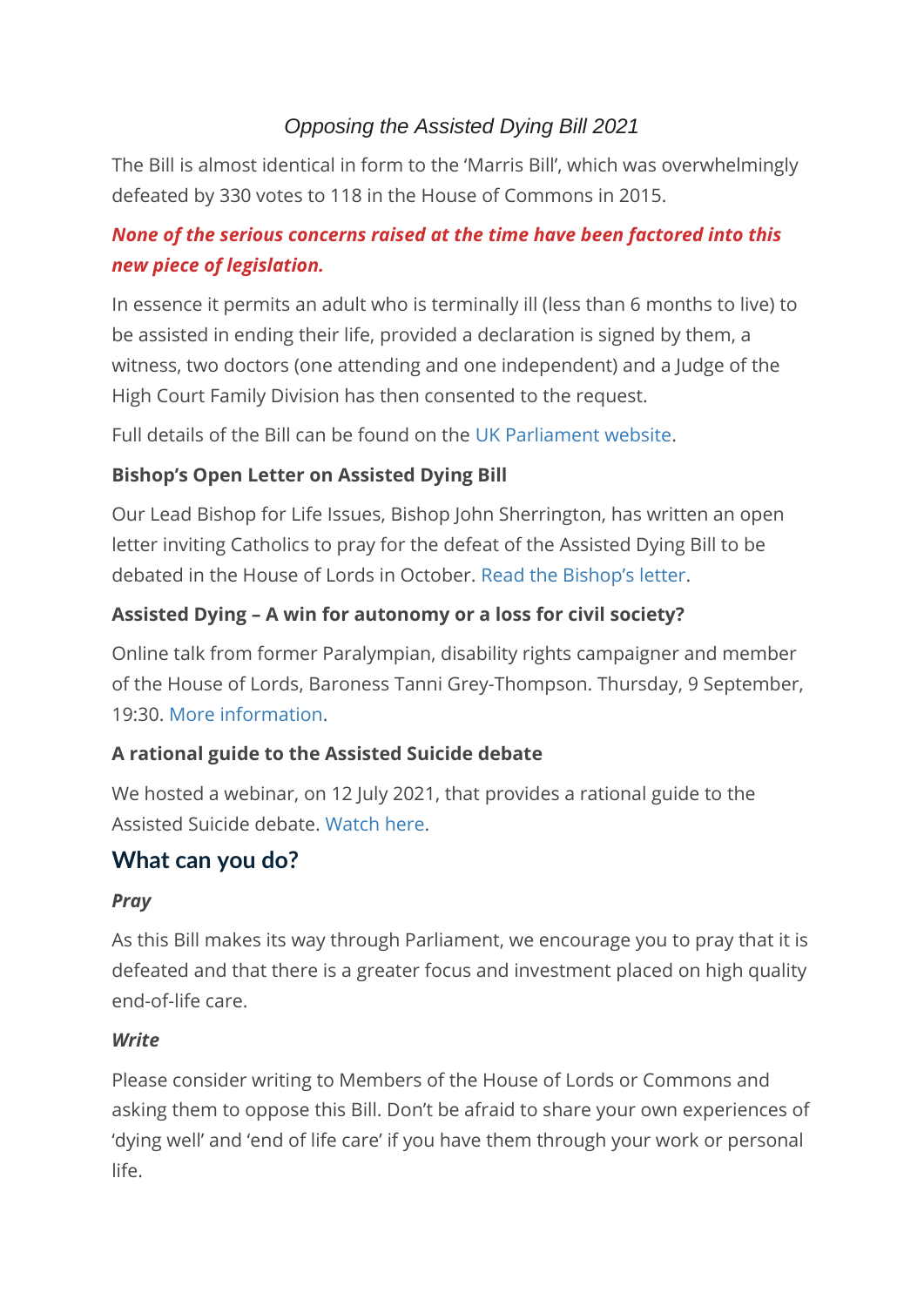*Opposing the Assisted Dying Bill 2021*

The Bill is almost identical in form to the 'Marris Bill', which was overwhelmingly defeated by 330 votes to 118 in the House of Commons in 2015.

***None of the serious concerns raised at the time have been factored into this new piece of legislation.***

In essence it permits an adult who is terminally ill (less than 6 months to live) to be assisted in ending their life, provided a declaration is signed by them, a witness, two doctors (one attending and one independent) and a Judge of the High Court Family Division has then consented to the request.

Full details of the Bill can be found on the UK Parliament website.

**Bishop's Open Letter on Assisted Dying Bill**

Our Lead Bishop for Life Issues, Bishop John Sherrington, has written an open letter inviting Catholics to pray for the defeat of the Assisted Dying Bill to be debated in the House of Lords in October. Read the Bishop's letter.

**Assisted Dying – A win for autonomy or a loss for civil society?**

Online talk from former Paralympian, disability rights campaigner and member of the House of Lords, Baroness Tanni Grey-Thompson. Thursday, 9 September, 19:30. More information.

**A rational guide to the Assisted Suicide debate**

We hosted a webinar, on 12 July 2021, that provides a rational guide to the Assisted Suicide debate. Watch here.

## What can you do?

***Pray***

As this Bill makes its way through Parliament, we encourage you to pray that it is defeated and that there is a greater focus and investment placed on high quality end-of-life care.

***Write***

Please consider writing to Members of the House of Lords or Commons and asking them to oppose this Bill. Don't be afraid to share your own experiences of 'dying well' and 'end of life care' if you have them through your work or personal life.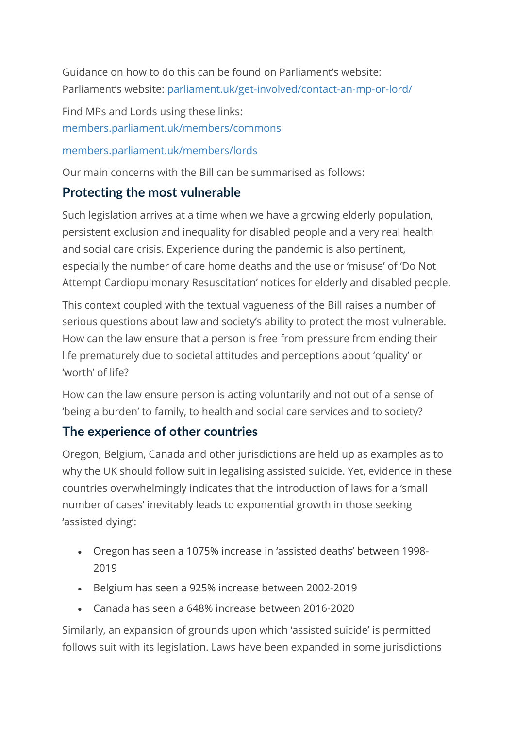Guidance on how to do this can be found on Parliament's website: Parliament's website: parliament.uk/get-involved/contact-an-mp-or-lord/

Find MPs and Lords using these links: members.parliament.uk/members/commons

members.parliament.uk/members/lords

Our main concerns with the Bill can be summarised as follows:

## Protecting the most vulnerable

Such legislation arrives at a time when we have a growing elderly population, persistent exclusion and inequality for disabled people and a very real health and social care crisis. Experience during the pandemic is also pertinent, especially the number of care home deaths and the use or 'misuse' of 'Do Not Attempt Cardiopulmonary Resuscitation' notices for elderly and disabled people.

This context coupled with the textual vagueness of the Bill raises a number of serious questions about law and society's ability to protect the most vulnerable. How can the law ensure that a person is free from pressure from ending their life prematurely due to societal attitudes and perceptions about 'quality' or 'worth' of life?

How can the law ensure person is acting voluntarily and not out of a sense of 'being a burden' to family, to health and social care services and to society?

## The experience of other countries

Oregon, Belgium, Canada and other jurisdictions are held up as examples as to why the UK should follow suit in legalising assisted suicide. Yet, evidence in these countries overwhelmingly indicates that the introduction of laws for a 'small number of cases' inevitably leads to exponential growth in those seeking 'assisted dying':

- Oregon has seen a 1075% increase in 'assisted deaths' between 1998-2019
- Belgium has seen a 925% increase between 2002-2019
- Canada has seen a 648% increase between 2016-2020

Similarly, an expansion of grounds upon which 'assisted suicide' is permitted follows suit with its legislation. Laws have been expanded in some jurisdictions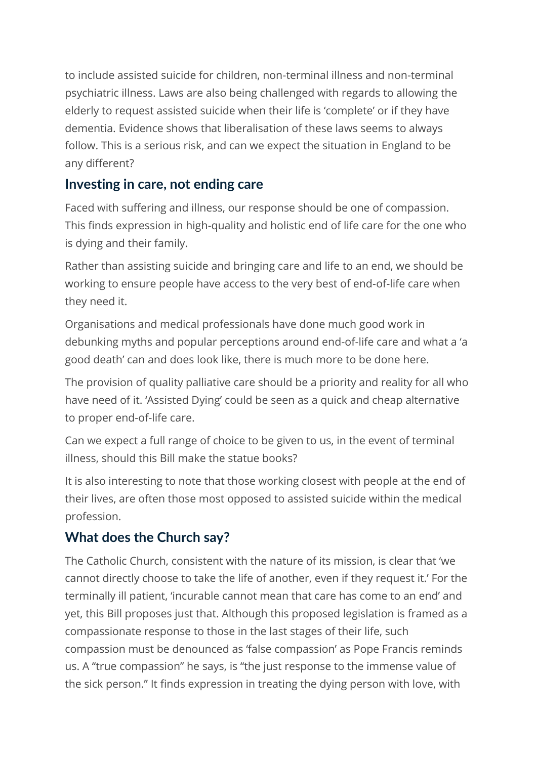to include assisted suicide for children, non-terminal illness and non-terminal psychiatric illness. Laws are also being challenged with regards to allowing the elderly to request assisted suicide when their life is 'complete' or if they have dementia. Evidence shows that liberalisation of these laws seems to always follow. This is a serious risk, and can we expect the situation in England to be any different?

## Investing in care, not ending care

Faced with suffering and illness, our response should be one of compassion. This finds expression in high-quality and holistic end of life care for the one who is dying and their family.

Rather than assisting suicide and bringing care and life to an end, we should be working to ensure people have access to the very best of end-of-life care when they need it.

Organisations and medical professionals have done much good work in debunking myths and popular perceptions around end-of-life care and what a 'a good death' can and does look like, there is much more to be done here.

The provision of quality palliative care should be a priority and reality for all who have need of it. 'Assisted Dying' could be seen as a quick and cheap alternative to proper end-of-life care.

Can we expect a full range of choice to be given to us, in the event of terminal illness, should this Bill make the statue books?

It is also interesting to note that those working closest with people at the end of their lives, are often those most opposed to assisted suicide within the medical profession.

## What does the Church say?

The Catholic Church, consistent with the nature of its mission, is clear that 'we cannot directly choose to take the life of another, even if they request it.' For the terminally ill patient, 'incurable cannot mean that care has come to an end' and yet, this Bill proposes just that. Although this proposed legislation is framed as a compassionate response to those in the last stages of their life, such compassion must be denounced as 'false compassion' as Pope Francis reminds us. A "true compassion" he says, is "the just response to the immense value of the sick person." It finds expression in treating the dying person with love, with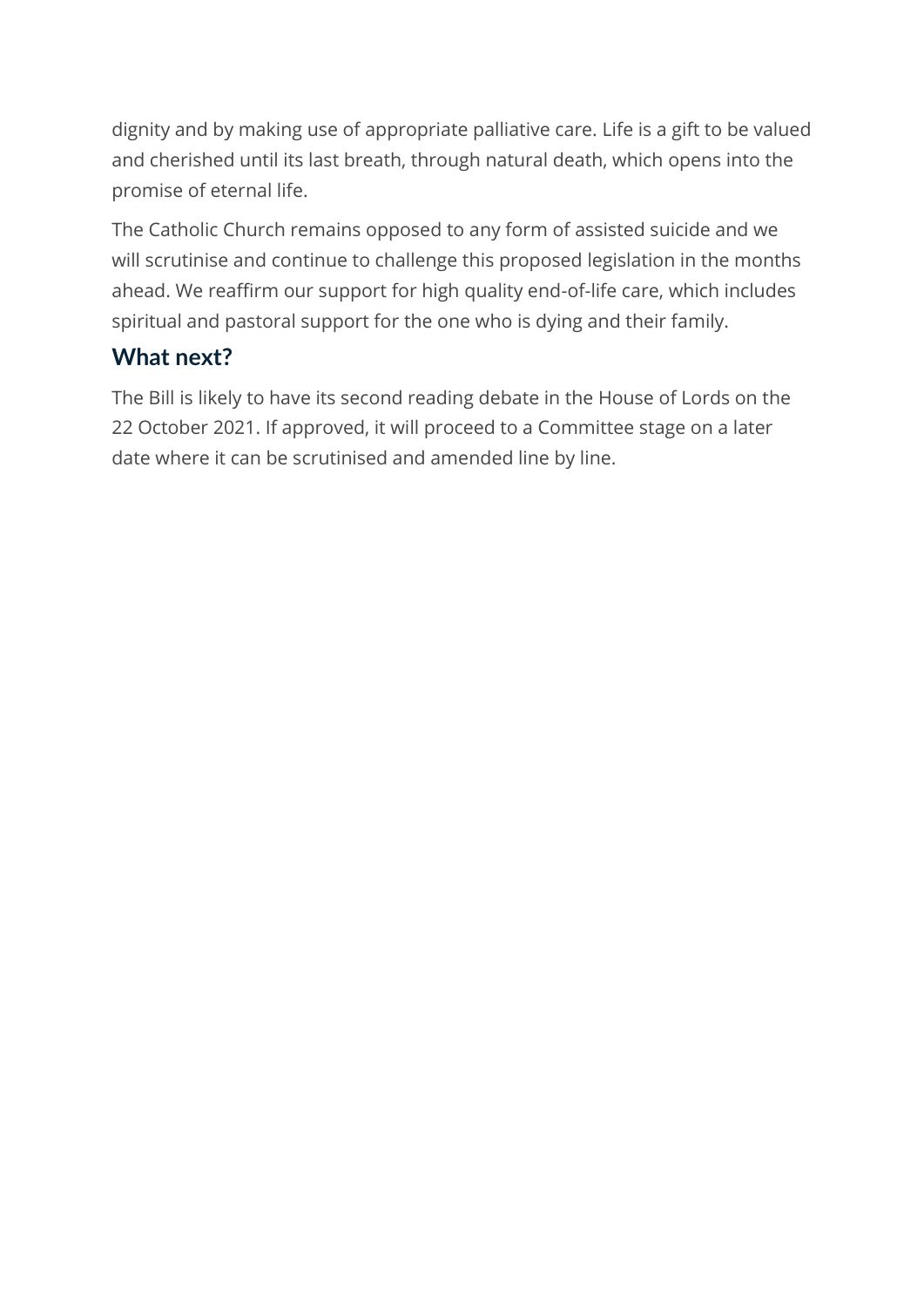dignity and by making use of appropriate palliative care. Life is a gift to be valued and cherished until its last breath, through natural death, which opens into the promise of eternal life.

The Catholic Church remains opposed to any form of assisted suicide and we will scrutinise and continue to challenge this proposed legislation in the months ahead. We reaffirm our support for high quality end-of-life care, which includes spiritual and pastoral support for the one who is dying and their family.

## What next?

The Bill is likely to have its second reading debate in the House of Lords on the 22 October 2021. If approved, it will proceed to a Committee stage on a later date where it can be scrutinised and amended line by line.